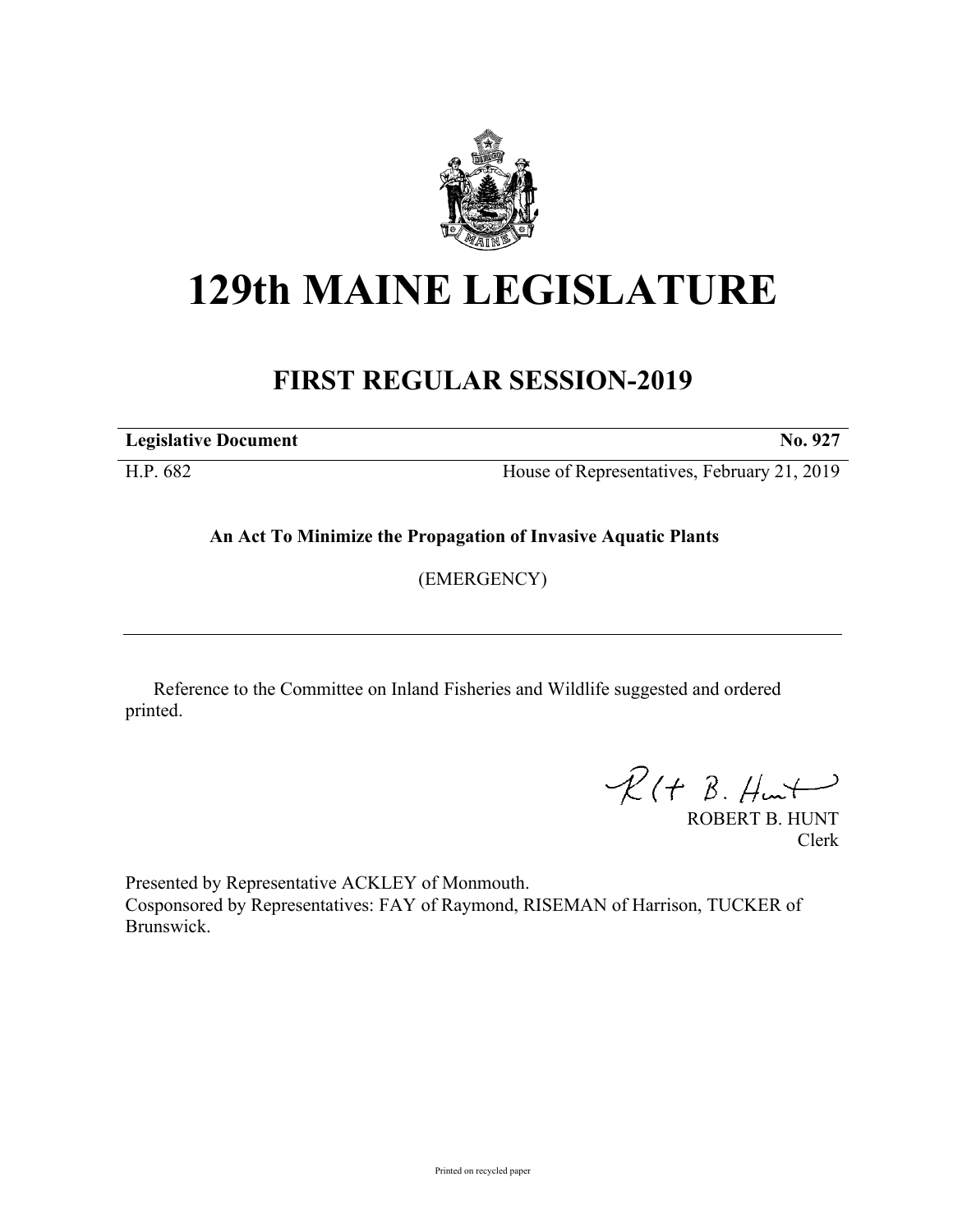# 129th MAINE LEGISLATURE

## FIRST REGULAR SESSION-2019

**Legislative Document** **No. 927**

H.P. 682 House of Representatives, February 21, 2019

**An Act To Minimize the Propagation of Invasive Aquatic Plants**

(EMERGENCY)

---

Reference to the Committee on Inland Fisheries and Wildlife suggested and ordered printed.

ROBERT B. HUNT
Clerk

Presented by Representative ACKLEY of Monmouth.
Cosponsored by Representatives: FAY of Raymond, RISEMAN of Harrison, TUCKER of Brunswick.

Printed on recycled paper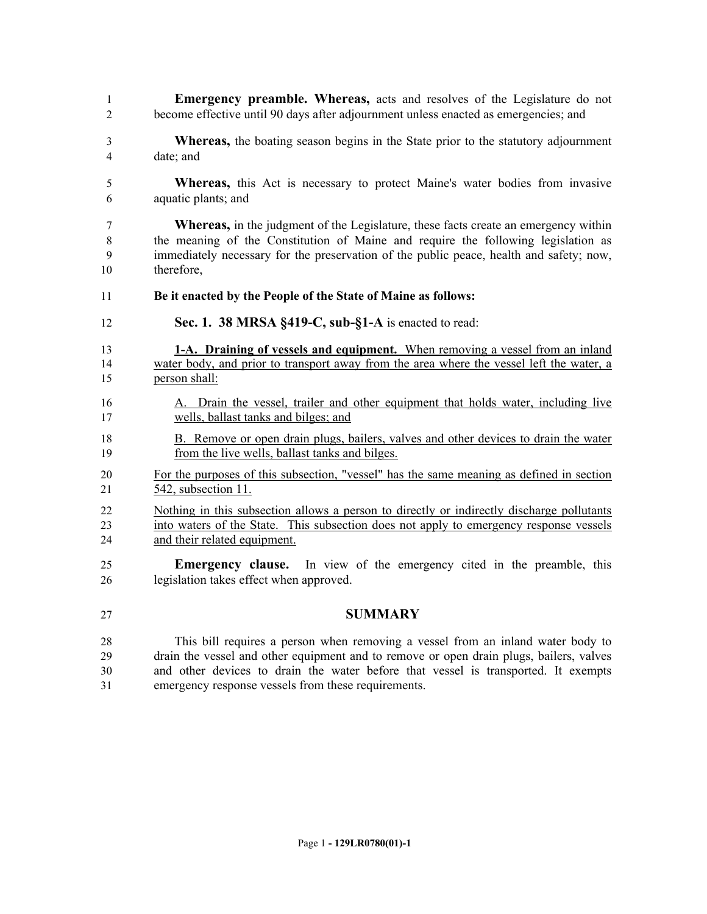**Emergency preamble. Whereas,** acts and resolves of the Legislature do not become effective until 90 days after adjournment unless enacted as emergencies; and

**Whereas,** the boating season begins in the State prior to the statutory adjournment date; and

**Whereas,** this Act is necessary to protect Maine's water bodies from invasive aquatic plants; and

**Whereas,** in the judgment of the Legislature, these facts create an emergency within the meaning of the Constitution of Maine and require the following legislation as immediately necessary for the preservation of the public peace, health and safety; now, therefore,

**Be it enacted by the People of the State of Maine as follows:**

**Sec. 1. 38 MRSA §419-C, sub-§1-A** is enacted to read:

**1-A. Draining of vessels and equipment.** When removing a vessel from an inland water body, and prior to transport away from the area where the vessel left the water, a person shall:

A. Drain the vessel, trailer and other equipment that holds water, including live wells, ballast tanks and bilges; and

B. Remove or open drain plugs, bailers, valves and other devices to drain the water from the live wells, ballast tanks and bilges.

For the purposes of this subsection, "vessel" has the same meaning as defined in section 542, subsection 11.

Nothing in this subsection allows a person to directly or indirectly discharge pollutants into waters of the State. This subsection does not apply to emergency response vessels and their related equipment.

**Emergency clause.** In view of the emergency cited in the preamble, this legislation takes effect when approved.

## SUMMARY

This bill requires a person when removing a vessel from an inland water body to drain the vessel and other equipment and to remove or open drain plugs, bailers, valves and other devices to drain the water before that vessel is transported. It exempts emergency response vessels from these requirements.